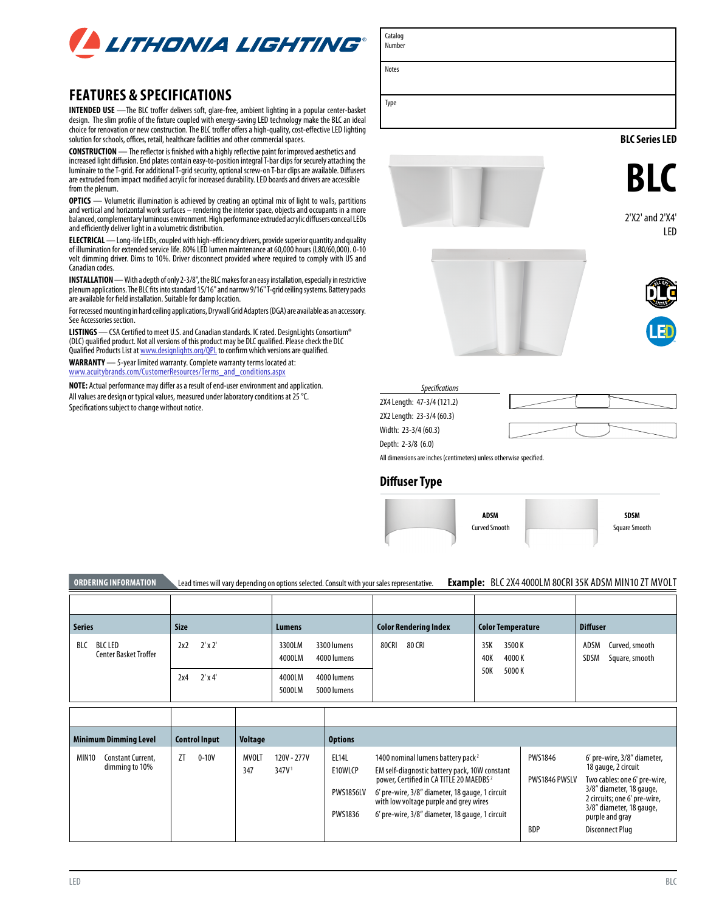# LITHONIA LIGHTING

| Catalog Number | |
|---|---|
| Notes | |
| Type | |

## FEATURES & SPECIFICATIONS

**INTENDED USE** —The BLC troffer delivers soft, glare-free, ambient lighting in a popular center-basket design. The slim profile of the fixture coupled with energy-saving LED technology make the BLC an ideal choice for renovation or new construction. The BLC troffer offers a high-quality, cost-effective LED lighting solution for schools, offices, retail, healthcare facilities and other commercial spaces.

**CONSTRUCTION** — The reflector is finished with a highly reflective paint for improved aesthetics and increased light diffusion. End plates contain easy-to-position integral T-bar clips for securely attaching the luminaire to the T-grid. For additional T-grid security, optional screw-on T-bar clips are available. Diffusers are extruded from impact modified acrylic for increased durability. LED boards and drivers are accessible from the plenum.

**OPTICS** — Volumetric illumination is achieved by creating an optimal mix of light to walls, partitions and vertical and horizontal work surfaces – rendering the interior space, objects and occupants in a more balanced, complementary luminous environment. High performance extruded acrylic diffusers conceal LEDs and efficiently deliver light in a volumetric distribution.

**ELECTRICAL** — Long-life LEDs, coupled with high-efficiency drivers, provide superior quantity and quality of illumination for extended service life. 80% LED lumen maintenance at 60,000 hours (L80/60,000). 0-10 volt dimming driver. Dims to 10%. Driver disconnect provided where required to comply with US and Canadian codes.

**INSTALLATION** — With a depth of only 2-3/8", the BLC makes for an easy installation, especially in restrictive plenum applications. The BLC fits into standard 15/16" and narrow 9/16" T-grid ceiling systems. Battery packs are available for field installation. Suitable for damp location.

For recessed mounting in hard ceiling applications, Drywall Grid Adapters (DGA) are available as an accessory. See Accessories section.

**LISTINGS** — CSA Certified to meet U.S. and Canadian standards. IC rated. DesignLights Consortium® (DLC) qualified product. Not all versions of this product may be DLC qualified. Please check the DLC Qualified Products List at www.designlights.org/QPL to confirm which versions are qualified.

**WARRANTY** — 5-year limited warranty. Complete warranty terms located at: www.acuitybrands.com/CustomerResources/Terms_and_conditions.aspx

**NOTE:** Actual performance may differ as a result of end-user environment and application. All values are design or typical values, measured under laboratory conditions at 25 °C. Specifications subject to change without notice.

**BLC Series LED**

# BLC

2'X2' and 2'X4' LED

*Specifications*

2X4 Length: 47-3/4 (121.2)
2X2 Length: 23-3/4 (60.3)
Width: 23-3/4 (60.3)
Depth: 2-3/8 (6.0)

All dimensions are inches (centimeters) unless otherwise specified.

## Diffuser Type

**ADSM** Curved Smooth

**SDSM** Square Smooth

**ORDERING INFORMATION** Lead times will vary depending on options selected. Consult with your sales representative.

**Example:** BLC 2X4 4000LM 80CRI 35K ADSM MIN10 ZT MVOLT

| Series | Size | Lumens | Color Rendering Index | Color Temperature | Diffuser |
|---|---|---|---|---|---|
| BLC BLC LED Center Basket Troffer | 2x2 2' x 2' | 3300LM 3300 lumens<br>4000LM 4000 lumens | 80CRI 80 CRI | 35K 3500 K<br>40K 4000 K<br>50K 5000 K | ADSM Curved, smooth<br>SDSM Square, smooth |
| | 2x4 2' x 4' | 4000LM 4000 lumens<br>5000LM 5000 lumens | | | |

| Minimum Dimming Level | Control Input | Voltage | Options | |
|---|---|---|---|---|
| MIN10 Constant Current, dimming to 10% | ZT 0-10V | MVOLT 120V - 277V<br>347 347V[1] | EL14L 1400 nominal lumens battery pack[2]<br>E10WLCP EM self-diagnostic battery pack, 10W constant power, Certified in CA TITLE 20 MAEDBS[2]<br>PWS1856LV 6' pre-wire, 3/8" diameter, 18 gauge, 1 circuit with low voltage purple and grey wires<br>PWS1836 6' pre-wire, 3/8" diameter, 18 gauge, 1 circuit | PWS1846 6' pre-wire, 3/8" diameter, 18 gauge, 2 circuit<br>PWS1846 PWSLV Two cables: one 6' pre-wire, 3/8" diameter, 18 gauge, 2 circuits; one 6' pre-wire, 3/8" diameter, 18 gauge, purple and gray<br>BDP Disconnect Plug |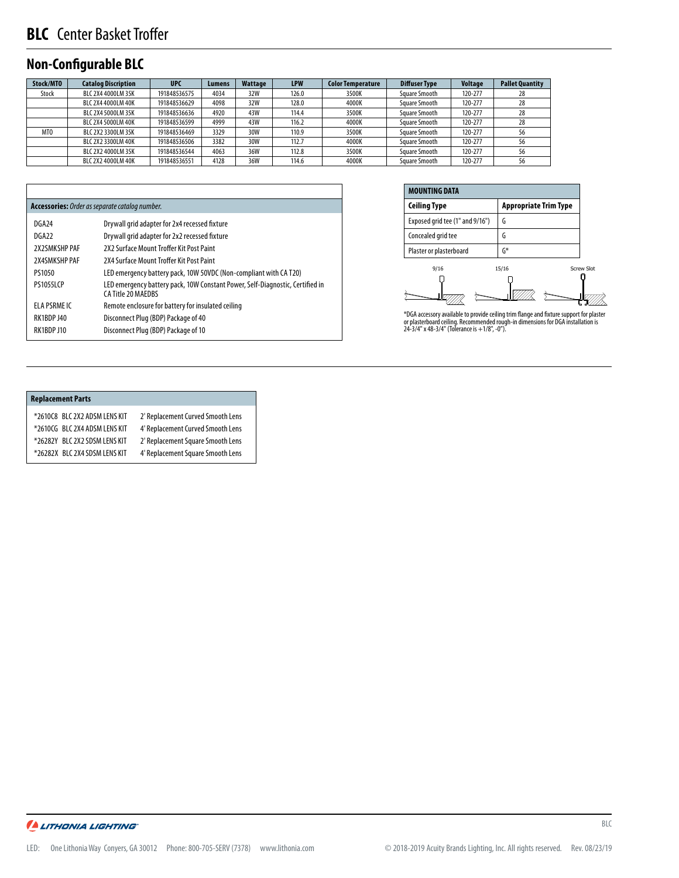# BLC Center Basket Troffer

## Non-Configurable BLC

| Stock/MTO | Catalog Discription | UPC | Lumens | Wattage | LPW | Color Temperature | Diffuser Type | Voltage | Pallet Quantity |
|---|---|---|---|---|---|---|---|---|---|
| Stock | BLC 2X4 4000LM 35K | 191848536575 | 4034 | 32W | 126.0 | 3500K | Square Smooth | 120-277 | 28 |
| | BLC 2X4 4000LM 40K | 191848536629 | 4098 | 32W | 128.0 | 4000K | Square Smooth | 120-277 | 28 |
| | BLC 2X4 5000LM 35K | 191848536636 | 4920 | 43W | 114.4 | 3500K | Square Smooth | 120-277 | 28 |
| | BLC 2X4 5000LM 40K | 191848536599 | 4999 | 43W | 116.2 | 4000K | Square Smooth | 120-277 | 28 |
| MTO | BLC 2X2 3300LM 35K | 191848536469 | 3329 | 30W | 110.9 | 3500K | Square Smooth | 120-277 | 56 |
| | BLC 2X2 3300LM 40K | 191848536506 | 3382 | 30W | 112.7 | 4000K | Square Smooth | 120-277 | 56 |
| | BLC 2X2 4000LM 35K | 191848536544 | 4063 | 36W | 112.8 | 3500K | Square Smooth | 120-277 | 56 |
| | BLC 2X2 4000LM 40K | 191848536551 | 4128 | 36W | 114.6 | 4000K | Square Smooth | 120-277 | 56 |

**Accessories:** *Order as separate catalog number.*

| | |
|---|---|
| DGA24 | Drywall grid adapter for 2x4 recessed fixture |
| DGA22 | Drywall grid adapter for 2x2 recessed fixture |
| 2X2SMKSHP PAF | 2X2 Surface Mount Troffer Kit Post Paint |
| 2X4SMKSHP PAF | 2X4 Surface Mount Troffer Kit Post Paint |
| PS1050 | LED emergency battery pack, 10W 50VDC (Non-compliant with CA T20) |
| PS1055LCP | LED emergency battery pack, 10W Constant Power, Self-Diagnostic, Certified in CA Title 20 MAEDBS |
| ELA PSRME IC | Remote enclosure for battery for insulated ceiling |
| RK1BDP J40 | Disconnect Plug (BDP) Package of 40 |
| RK1BDP J10 | Disconnect Plug (BDP) Package of 10 |

**MOUNTING DATA**

| Ceiling Type | Appropriate Trim Type |
|---|---|
| Exposed grid tee (1" and 9/16") | G |
| Concealed grid tee | G |
| Plaster or plasterboard | G* |

9/16 15/16 Screw Slot

*DGA accessory available to provide ceiling trim flange and fixture support for plaster or plasterboard ceiling. Recommended rough-in dimensions for DGA installation is 24-3/4" x 48-3/4" (Tolerance is +1/8", -0").

**Replacement Parts**

| | |
|---|---|
| *2610C8 BLC 2X2 ADSM LENS KIT | 2' Replacement Curved Smooth Lens |
| *2610CG BLC 2X4 ADSM LENS KIT | 4' Replacement Curved Smooth Lens |
| *26282Y BLC 2X2 SDSM LENS KIT | 2' Replacement Square Smooth Lens |
| *26282X BLC 2X4 SDSM LENS KIT | 4' Replacement Square Smooth Lens |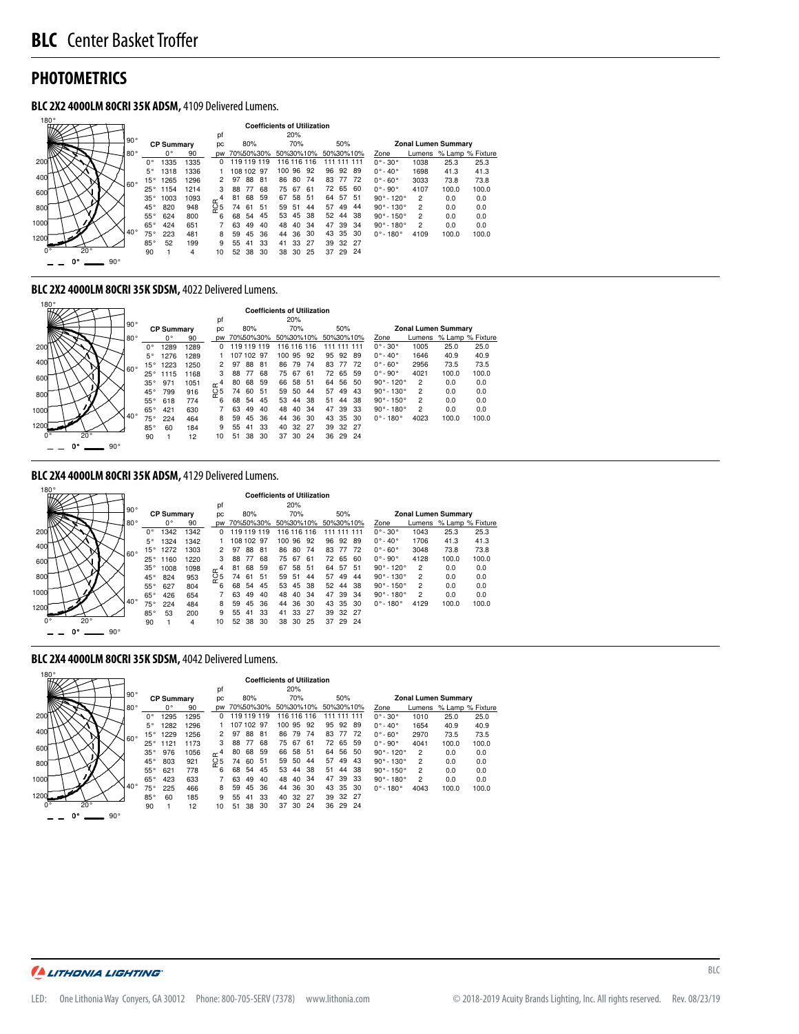# BLC Center Basket Troffer

## PHOTOMETRICS

### BLC 2X2 4000LM 80CRI 35K ADSM, 4109 Delivered Lumens.

180°
90°
80°
60°
40°
200
400
600
800
1000
1200
0°
20°
0° 90°

**CP Summary**

| | 0° | 90 |
|---|---|---|
| 0° | 1335 | 1335 |
| 5° | 1318 | 1336 |
| 15° | 1265 | 1296 |
| 25° | 1154 | 1214 |
| 35° | 1003 | 1093 |
| 45° | 820 | 948 |
| 55° | 624 | 800 |
| 65° | 424 | 651 |
| 75° | 223 | 481 |
| 85° | 52 | 199 |
| 90 | 1 | 4 |

**Coefficients of Utilization**

| pf | 20% | | | | | | | | |
|---|---|---|---|---|---|---|---|---|---|
| pc | 80% | | | 70% | | | 50% | | |
| pw | 70% | 50% | 30% | 50% | 30% | 10% | 50% | 30% | 10% |
| RCR 0 | 119 | 119 | 119 | 116 | 116 | 116 | 111 | 111 | 111 |
| 1 | 108 | 102 | 97 | 100 | 96 | 92 | 96 | 92 | 89 |
| 2 | 97 | 88 | 81 | 86 | 80 | 74 | 83 | 77 | 72 |
| 3 | 88 | 77 | 68 | 75 | 67 | 61 | 72 | 65 | 60 |
| 4 | 81 | 68 | 59 | 67 | 58 | 51 | 64 | 57 | 51 |
| 5 | 74 | 61 | 51 | 59 | 51 | 44 | 57 | 49 | 44 |
| 6 | 68 | 54 | 45 | 53 | 45 | 38 | 52 | 44 | 38 |
| 7 | 63 | 49 | 40 | 48 | 40 | 34 | 47 | 39 | 34 |
| 8 | 59 | 45 | 36 | 44 | 36 | 30 | 43 | 35 | 30 |
| 9 | 55 | 41 | 33 | 41 | 33 | 27 | 39 | 32 | 27 |
| 10 | 52 | 38 | 30 | 38 | 30 | 25 | 37 | 29 | 24 |

**Zonal Lumen Summary**

| Zone | Lumens | % Lamp | % Fixture |
|---|---|---|---|
| 0° - 30° | 1038 | 25.3 | 25.3 |
| 0° - 40° | 1698 | 41.3 | 41.3 |
| 0° - 60° | 3033 | 73.8 | 73.8 |
| 0° - 90° | 4107 | 100.0 | 100.0 |
| 90° - 120° | 2 | 0.0 | 0.0 |
| 90° - 130° | 2 | 0.0 | 0.0 |
| 90° - 150° | 2 | 0.0 | 0.0 |
| 90° - 180° | 2 | 0.0 | 0.0 |
| 0° - 180° | 4109 | 100.0 | 100.0 |

### BLC 2X2 4000LM 80CRI 35K SDSM, 4022 Delivered Lumens.

180°
90°
80°
60°
40°
200
400
600
800
1000
1200
0°
20°
0° 90°

**CP Summary**

| | 0° | 90 |
|---|---|---|
| 0° | 1289 | 1289 |
| 5° | 1276 | 1289 |
| 15° | 1223 | 1250 |
| 25° | 1115 | 1168 |
| 35° | 971 | 1051 |
| 45° | 799 | 916 |
| 55° | 618 | 774 |
| 65° | 421 | 630 |
| 75° | 224 | 464 |
| 85° | 60 | 184 |
| 90 | 1 | 12 |

**Coefficients of Utilization**

| pf | 20% | | | | | | | | |
|---|---|---|---|---|---|---|---|---|---|
| pc | 80% | | | 70% | | | 50% | | |
| pw | 70% | 50% | 30% | 50% | 30% | 10% | 50% | 30% | 10% |
| RCR 0 | 119 | 119 | 119 | 116 | 116 | 116 | 111 | 111 | 111 |
| 1 | 107 | 102 | 97 | 100 | 95 | 92 | 95 | 92 | 89 |
| 2 | 97 | 88 | 81 | 86 | 79 | 74 | 83 | 77 | 72 |
| 3 | 88 | 77 | 68 | 75 | 67 | 61 | 72 | 65 | 59 |
| 4 | 80 | 68 | 59 | 66 | 58 | 51 | 64 | 56 | 50 |
| 5 | 74 | 60 | 51 | 59 | 50 | 44 | 57 | 49 | 43 |
| 6 | 68 | 54 | 45 | 53 | 44 | 38 | 51 | 44 | 38 |
| 7 | 63 | 49 | 40 | 48 | 40 | 34 | 47 | 39 | 33 |
| 8 | 59 | 45 | 36 | 44 | 36 | 30 | 43 | 35 | 30 |
| 9 | 55 | 41 | 33 | 40 | 32 | 27 | 39 | 32 | 27 |
| 10 | 51 | 38 | 30 | 37 | 30 | 24 | 36 | 29 | 24 |

**Zonal Lumen Summary**

| Zone | Lumens | % Lamp | % Fixture |
|---|---|---|---|
| 0° - 30° | 1005 | 25.0 | 25.0 |
| 0° - 40° | 1646 | 40.9 | 40.9 |
| 0° - 60° | 2956 | 73.5 | 73.5 |
| 0° - 90° | 4021 | 100.0 | 100.0 |
| 90° - 120° | 2 | 0.0 | 0.0 |
| 90° - 130° | 2 | 0.0 | 0.0 |
| 90° - 150° | 2 | 0.0 | 0.0 |
| 90° - 180° | 2 | 0.0 | 0.0 |
| 0° - 180° | 4023 | 100.0 | 100.0 |

### BLC 2X4 4000LM 80CRI 35K ADSM, 4129 Delivered Lumens.

180°
90°
80°
60°
40°
200
400
600
800
1000
1200
0°
20°
0° 90°

**CP Summary**

| | 0° | 90 |
|---|---|---|
| 0° | 1342 | 1342 |
| 5° | 1324 | 1342 |
| 15° | 1272 | 1303 |
| 25° | 1160 | 1220 |
| 35° | 1008 | 1098 |
| 45° | 824 | 953 |
| 55° | 627 | 804 |
| 65° | 426 | 654 |
| 75° | 224 | 484 |
| 85° | 53 | 200 |
| 90 | 1 | 4 |

**Coefficients of Utilization**

| pf | 20% | | | | | | | | |
|---|---|---|---|---|---|---|---|---|---|
| pc | 80% | | | 70% | | | 50% | | |
| pw | 70% | 50% | 30% | 50% | 30% | 10% | 50% | 30% | 10% |
| RCR 0 | 119 | 119 | 119 | 116 | 116 | 116 | 111 | 111 | 111 |
| 1 | 108 | 102 | 97 | 100 | 96 | 92 | 96 | 92 | 89 |
| 2 | 97 | 88 | 81 | 86 | 80 | 74 | 83 | 77 | 72 |
| 3 | 88 | 77 | 68 | 75 | 67 | 61 | 72 | 65 | 60 |
| 4 | 81 | 68 | 59 | 67 | 58 | 51 | 64 | 57 | 51 |
| 5 | 74 | 61 | 51 | 59 | 51 | 44 | 57 | 49 | 44 |
| 6 | 68 | 54 | 45 | 53 | 45 | 38 | 52 | 44 | 38 |
| 7 | 63 | 49 | 40 | 48 | 40 | 34 | 47 | 39 | 34 |
| 8 | 59 | 45 | 36 | 44 | 36 | 30 | 43 | 35 | 30 |
| 9 | 55 | 41 | 33 | 41 | 33 | 27 | 39 | 32 | 27 |
| 10 | 52 | 38 | 30 | 38 | 30 | 25 | 37 | 29 | 24 |

**Zonal Lumen Summary**

| Zone | Lumens | % Lamp | % Fixture |
|---|---|---|---|
| 0° - 30° | 1043 | 25.3 | 25.3 |
| 0° - 40° | 1706 | 41.3 | 41.3 |
| 0° - 60° | 3048 | 73.8 | 73.8 |
| 0° - 90° | 4128 | 100.0 | 100.0 |
| 90° - 120° | 2 | 0.0 | 0.0 |
| 90° - 130° | 2 | 0.0 | 0.0 |
| 90° - 150° | 2 | 0.0 | 0.0 |
| 90° - 180° | 2 | 0.0 | 0.0 |
| 0° - 180° | 4129 | 100.0 | 100.0 |

### BLC 2X4 4000LM 80CRI 35K SDSM, 4042 Delivered Lumens.

180°
90°
80°
60°
40°
200
400
600
800
1000
1200
0°
20°
0° 90°

**CP Summary**

| | 0° | 90 |
|---|---|---|
| 0° | 1295 | 1295 |
| 5° | 1282 | 1296 |
| 15° | 1229 | 1256 |
| 25° | 1121 | 1173 |
| 35° | 976 | 1056 |
| 45° | 803 | 921 |
| 55° | 621 | 778 |
| 65° | 423 | 633 |
| 75° | 225 | 466 |
| 85° | 60 | 185 |
| 90 | 1 | 12 |

**Coefficients of Utilization**

| pf | 20% | | | | | | | | |
|---|---|---|---|---|---|---|---|---|---|
| pc | 80% | | | 70% | | | 50% | | |
| pw | 70% | 50% | 30% | 50% | 30% | 10% | 50% | 30% | 10% |
| RCR 0 | 119 | 119 | 119 | 116 | 116 | 116 | 111 | 111 | 111 |
| 1 | 107 | 102 | 97 | 100 | 95 | 92 | 95 | 92 | 89 |
| 2 | 97 | 88 | 81 | 86 | 79 | 74 | 83 | 77 | 72 |
| 3 | 88 | 77 | 68 | 75 | 67 | 61 | 72 | 65 | 59 |
| 4 | 80 | 68 | 59 | 66 | 58 | 51 | 64 | 56 | 50 |
| 5 | 74 | 60 | 51 | 59 | 50 | 44 | 57 | 49 | 43 |
| 6 | 68 | 54 | 45 | 53 | 44 | 38 | 51 | 44 | 38 |
| 7 | 63 | 49 | 40 | 48 | 40 | 34 | 47 | 39 | 33 |
| 8 | 59 | 45 | 36 | 44 | 36 | 30 | 43 | 35 | 30 |
| 9 | 55 | 41 | 33 | 40 | 32 | 27 | 39 | 32 | 27 |
| 10 | 51 | 38 | 30 | 37 | 30 | 24 | 36 | 29 | 24 |

**Zonal Lumen Summary**

| Zone | Lumens | % Lamp | % Fixture |
|---|---|---|---|
| 0° - 30° | 1010 | 25.0 | 25.0 |
| 0° - 40° | 1654 | 40.9 | 40.9 |
| 0° - 60° | 2970 | 73.5 | 73.5 |
| 0° - 90° | 4041 | 100.0 | 100.0 |
| 90° - 120° | 2 | 0.0 | 0.0 |
| 90° - 130° | 2 | 0.0 | 0.0 |
| 90° - 150° | 2 | 0.0 | 0.0 |
| 90° - 180° | 2 | 0.0 | 0.0 |
| 0° - 180° | 4043 | 100.0 | 100.0 |

LITHONIA LIGHTING

LED: One Lithonia Way Conyers, GA 30012 Phone: 800-705-SERV (7378) www.lithonia.com © 2018-2019 Acuity Brands Lighting, Inc. All rights reserved. Rev. 08/23/19